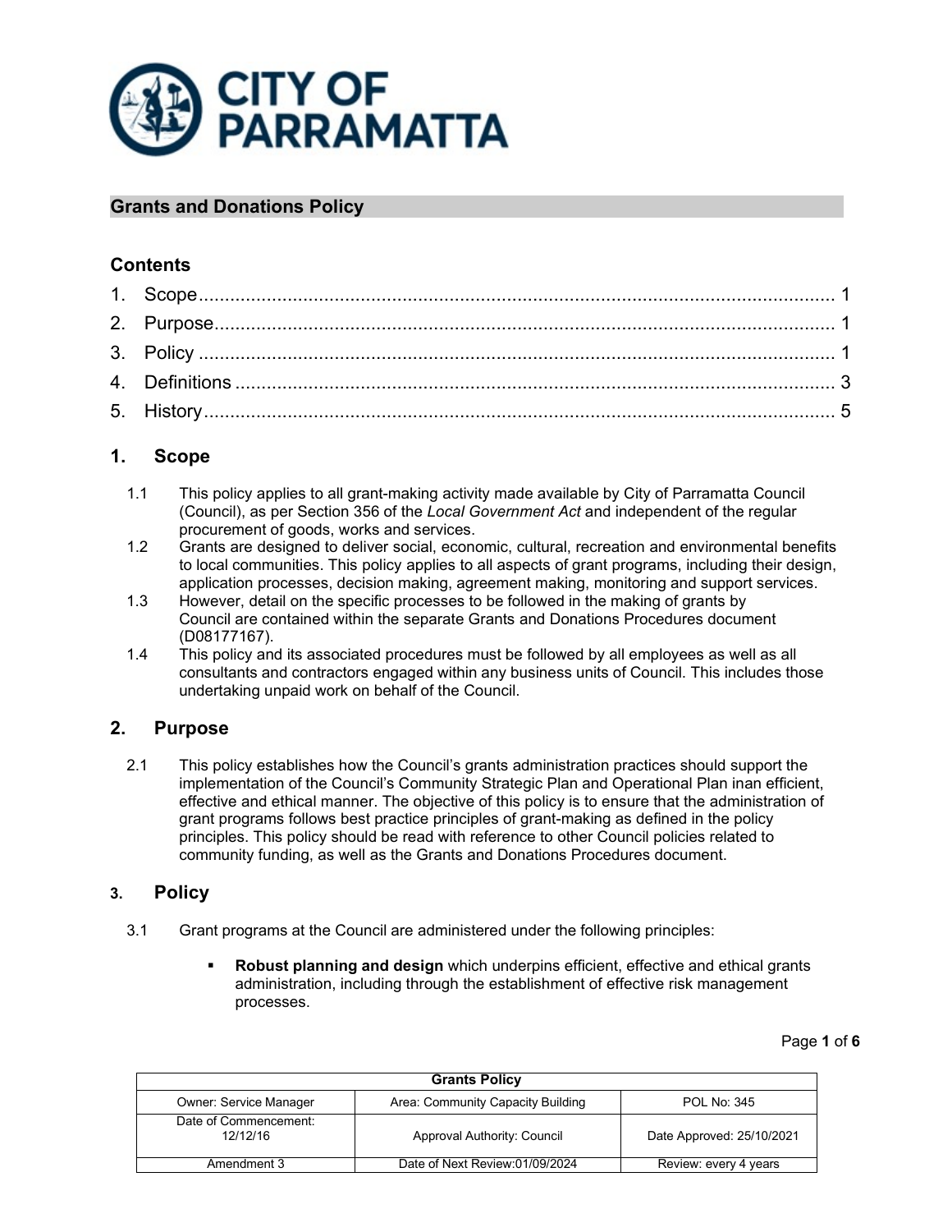## Grants and Donations Policy

### Contents

1. Scope ........................................................................................................................ 1
2. Purpose ..................................................................................................................... 1
3. Policy ........................................................................................................................ 1
4. Definitions ................................................................................................................. 3
5. History ...................................................................................................................... 5

## 1. Scope

1.1 This policy applies to all grant-making activity made available by City of Parramatta Council (Council), as per Section 356 of the *Local Government Act* and independent of the regular procurement of goods, works and services.

1.2 Grants are designed to deliver social, economic, cultural, recreation and environmental benefits to local communities. This policy applies to all aspects of grant programs, including their design, application processes, decision making, agreement making, monitoring and support services.

1.3 However, detail on the specific processes to be followed in the making of grants by Council are contained within the separate Grants and Donations Procedures document (D08177167).

1.4 This policy and its associated procedures must be followed by all employees as well as all consultants and contractors engaged within any business units of Council. This includes those undertaking unpaid work on behalf of the Council.

## 2. Purpose

2.1 This policy establishes how the Council's grants administration practices should support the implementation of the Council's Community Strategic Plan and Operational Plan inan efficient, effective and ethical manner. The objective of this policy is to ensure that the administration of grant programs follows best practice principles of grant-making as defined in the policy principles. This policy should be read with reference to other Council policies related to community funding, as well as the Grants and Donations Procedures document.

## 3. Policy

3.1 Grant programs at the Council are administered under the following principles:

- **Robust planning and design** which underpins efficient, effective and ethical grants administration, including through the establishment of effective risk management processes.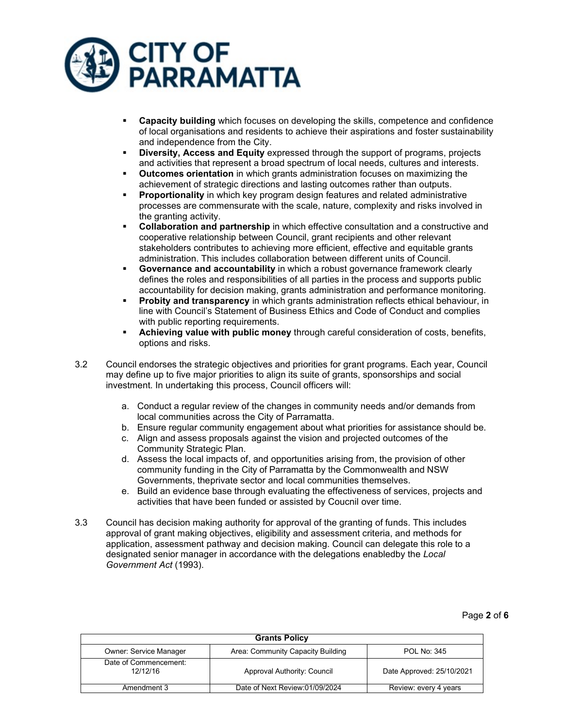- **Capacity building** which focuses on developing the skills, competence and confidence of local organisations and residents to achieve their aspirations and foster sustainability and independence from the City.
- **Diversity, Access and Equity** expressed through the support of programs, projects and activities that represent a broad spectrum of local needs, cultures and interests.
- **Outcomes orientation** in which grants administration focuses on maximizing the achievement of strategic directions and lasting outcomes rather than outputs.
- **Proportionality** in which key program design features and related administrative processes are commensurate with the scale, nature, complexity and risks involved in the granting activity.
- **Collaboration and partnership** in which effective consultation and a constructive and cooperative relationship between Council, grant recipients and other relevant stakeholders contributes to achieving more efficient, effective and equitable grants administration. This includes collaboration between different units of Council.
- **Governance and accountability** in which a robust governance framework clearly defines the roles and responsibilities of all parties in the process and supports public accountability for decision making, grants administration and performance monitoring.
- **Probity and transparency** in which grants administration reflects ethical behaviour, in line with Council's Statement of Business Ethics and Code of Conduct and complies with public reporting requirements.
- **Achieving value with public money** through careful consideration of costs, benefits, options and risks.

3.2 Council endorses the strategic objectives and priorities for grant programs. Each year, Council may define up to five major priorities to align its suite of grants, sponsorships and social investment. In undertaking this process, Council officers will:

a. Conduct a regular review of the changes in community needs and/or demands from local communities across the City of Parramatta.
b. Ensure regular community engagement about what priorities for assistance should be.
c. Align and assess proposals against the vision and projected outcomes of the Community Strategic Plan.
d. Assess the local impacts of, and opportunities arising from, the provision of other community funding in the City of Parramatta by the Commonwealth and NSW Governments, theprivate sector and local communities themselves.
e. Build an evidence base through evaluating the effectiveness of services, projects and activities that have been funded or assisted by Coucnil over time.

3.3 Council has decision making authority for approval of the granting of funds. This includes approval of grant making objectives, eligibility and assessment criteria, and methods for application, assessment pathway and decision making. Council can delegate this role to a designated senior manager in accordance with the delegations enabledby the *Local Government Act* (1993).

| Grants Policy | | |
|---|---|---|
| Owner: Service Manager | Area: Community Capacity Building | POL No: 345 |
| Date of Commencement: 12/12/16 | Approval Authority: Council | Date Approved: 25/10/2021 |
| Amendment 3 | Date of Next Review:01/09/2024 | Review: every 4 years |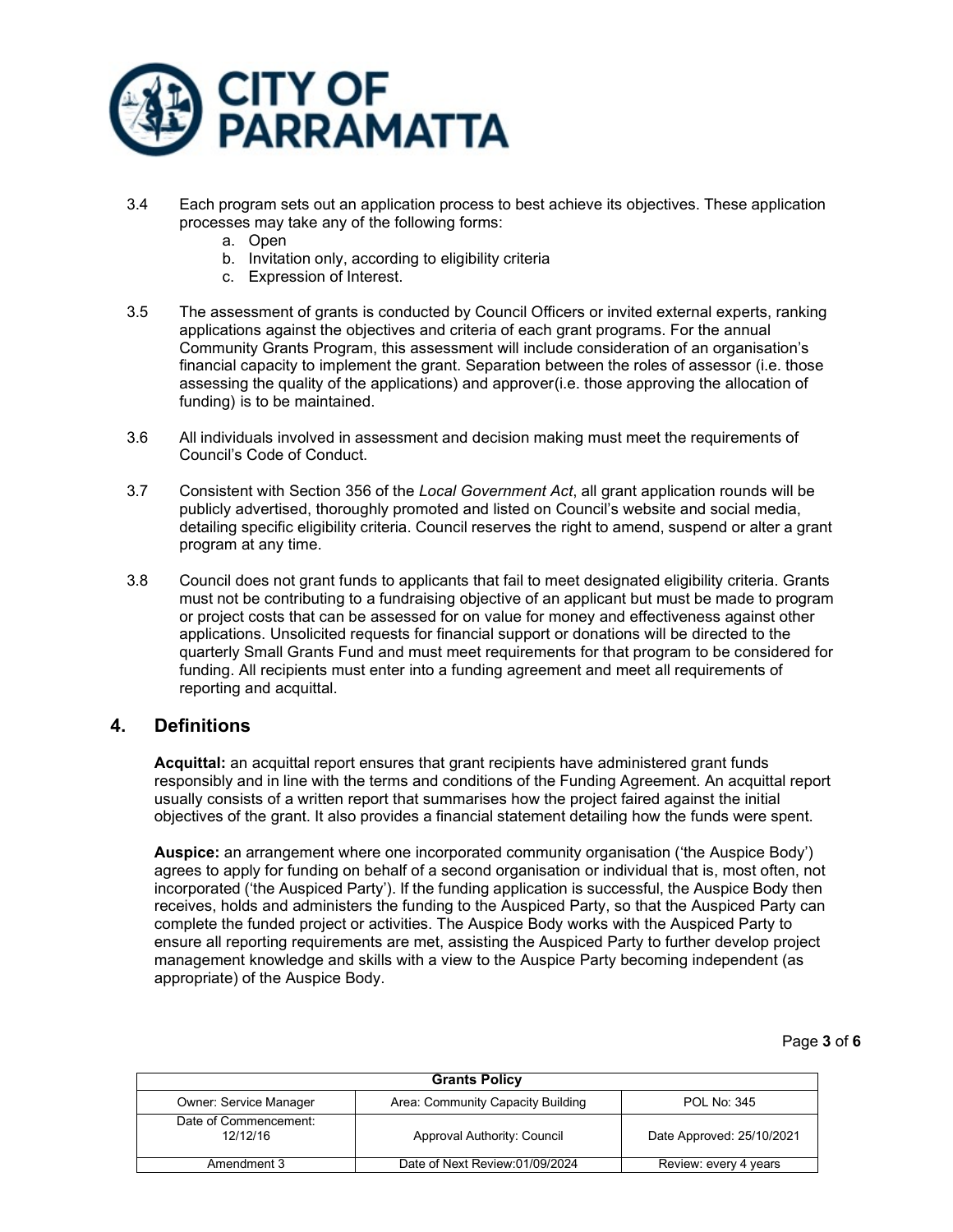3.4 Each program sets out an application process to best achieve its objectives. These application processes may take any of the following forms:
   a. Open
   b. Invitation only, according to eligibility criteria
   c. Expression of Interest.

3.5 The assessment of grants is conducted by Council Officers or invited external experts, ranking applications against the objectives and criteria of each grant programs. For the annual Community Grants Program, this assessment will include consideration of an organisation's financial capacity to implement the grant. Separation between the roles of assessor (i.e. those assessing the quality of the applications) and approver(i.e. those approving the allocation of funding) is to be maintained.

3.6 All individuals involved in assessment and decision making must meet the requirements of Council's Code of Conduct.

3.7 Consistent with Section 356 of the *Local Government Act*, all grant application rounds will be publicly advertised, thoroughly promoted and listed on Council's website and social media, detailing specific eligibility criteria. Council reserves the right to amend, suspend or alter a grant program at any time.

3.8 Council does not grant funds to applicants that fail to meet designated eligibility criteria. Grants must not be contributing to a fundraising objective of an applicant but must be made to program or project costs that can be assessed for on value for money and effectiveness against other applications. Unsolicited requests for financial support or donations will be directed to the quarterly Small Grants Fund and must meet requirements for that program to be considered for funding. All recipients must enter into a funding agreement and meet all requirements of reporting and acquittal.

## 4. Definitions

**Acquittal:** an acquittal report ensures that grant recipients have administered grant funds responsibly and in line with the terms and conditions of the Funding Agreement. An acquittal report usually consists of a written report that summarises how the project faired against the initial objectives of the grant. It also provides a financial statement detailing how the funds were spent.

**Auspice:** an arrangement where one incorporated community organisation ('the Auspice Body') agrees to apply for funding on behalf of a second organisation or individual that is, most often, not incorporated ('the Auspiced Party'). If the funding application is successful, the Auspice Body then receives, holds and administers the funding to the Auspiced Party, so that the Auspiced Party can complete the funded project or activities. The Auspice Body works with the Auspiced Party to ensure all reporting requirements are met, assisting the Auspiced Party to further develop project management knowledge and skills with a view to the Auspice Party becoming independent (as appropriate) of the Auspice Body.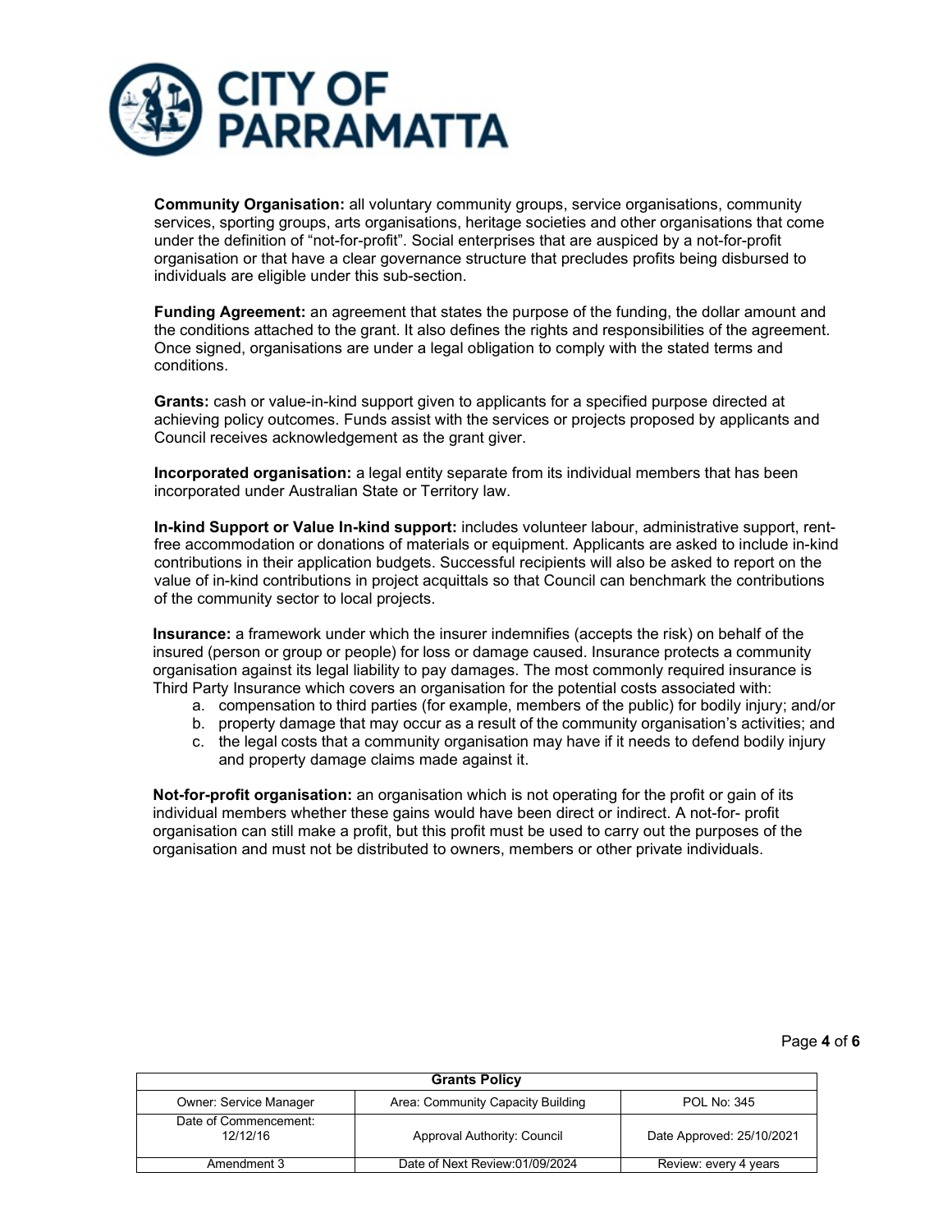**Community Organisation:** all voluntary community groups, service organisations, community services, sporting groups, arts organisations, heritage societies and other organisations that come under the definition of "not-for-profit". Social enterprises that are auspiced by a not-for-profit organisation or that have a clear governance structure that precludes profits being disbursed to individuals are eligible under this sub-section.

**Funding Agreement:** an agreement that states the purpose of the funding, the dollar amount and the conditions attached to the grant. It also defines the rights and responsibilities of the agreement. Once signed, organisations are under a legal obligation to comply with the stated terms and conditions.

**Grants:** cash or value-in-kind support given to applicants for a specified purpose directed at achieving policy outcomes. Funds assist with the services or projects proposed by applicants and Council receives acknowledgement as the grant giver.

**Incorporated organisation:** a legal entity separate from its individual members that has been incorporated under Australian State or Territory law.

**In-kind Support or Value In-kind support:** includes volunteer labour, administrative support, rent-free accommodation or donations of materials or equipment. Applicants are asked to include in-kind contributions in their application budgets. Successful recipients will also be asked to report on the value of in-kind contributions in project acquittals so that Council can benchmark the contributions of the community sector to local projects.

**Insurance:** a framework under which the insurer indemnifies (accepts the risk) on behalf of the insured (person or group or people) for loss or damage caused. Insurance protects a community organisation against its legal liability to pay damages. The most commonly required insurance is Third Party Insurance which covers an organisation for the potential costs associated with:

a. compensation to third parties (for example, members of the public) for bodily injury; and/or
b. property damage that may occur as a result of the community organisation's activities; and
c. the legal costs that a community organisation may have if it needs to defend bodily injury and property damage claims made against it.

**Not-for-profit organisation:** an organisation which is not operating for the profit or gain of its individual members whether these gains would have been direct or indirect. A not-for- profit organisation can still make a profit, but this profit must be used to carry out the purposes of the organisation and must not be distributed to owners, members or other private individuals.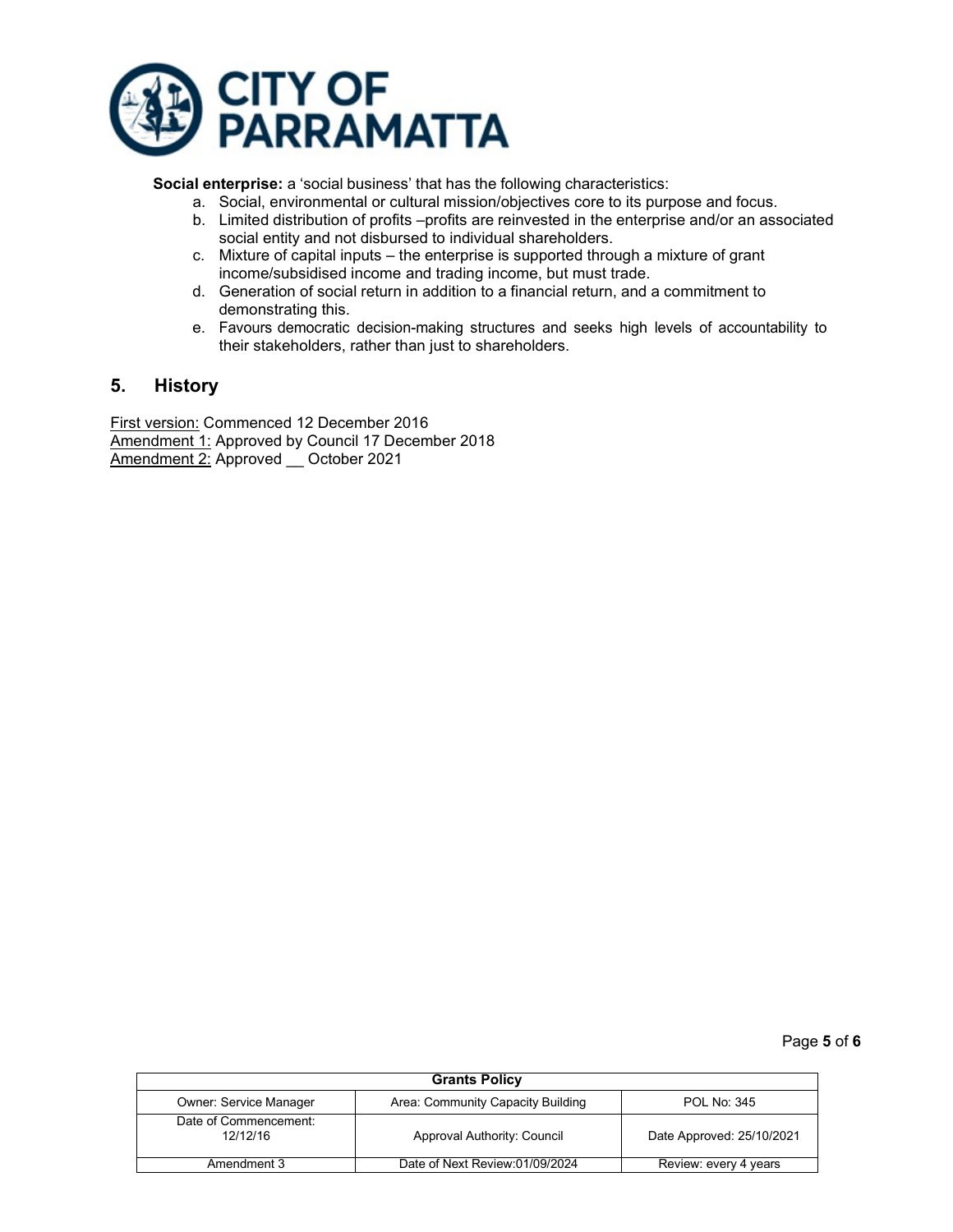**Social enterprise:** a 'social business' that has the following characteristics:

a. Social, environmental or cultural mission/objectives core to its purpose and focus.
b. Limited distribution of profits –profits are reinvested in the enterprise and/or an associated social entity and not disbursed to individual shareholders.
c. Mixture of capital inputs – the enterprise is supported through a mixture of grant income/subsidised income and trading income, but must trade.
d. Generation of social return in addition to a financial return, and a commitment to demonstrating this.
e. Favours democratic decision-making structures and seeks high levels of accountability to their stakeholders, rather than just to shareholders.

## 5. History

First version: Commenced 12 December 2016
Amendment 1: Approved by Council 17 December 2018
Amendment 2: Approved __ October 2021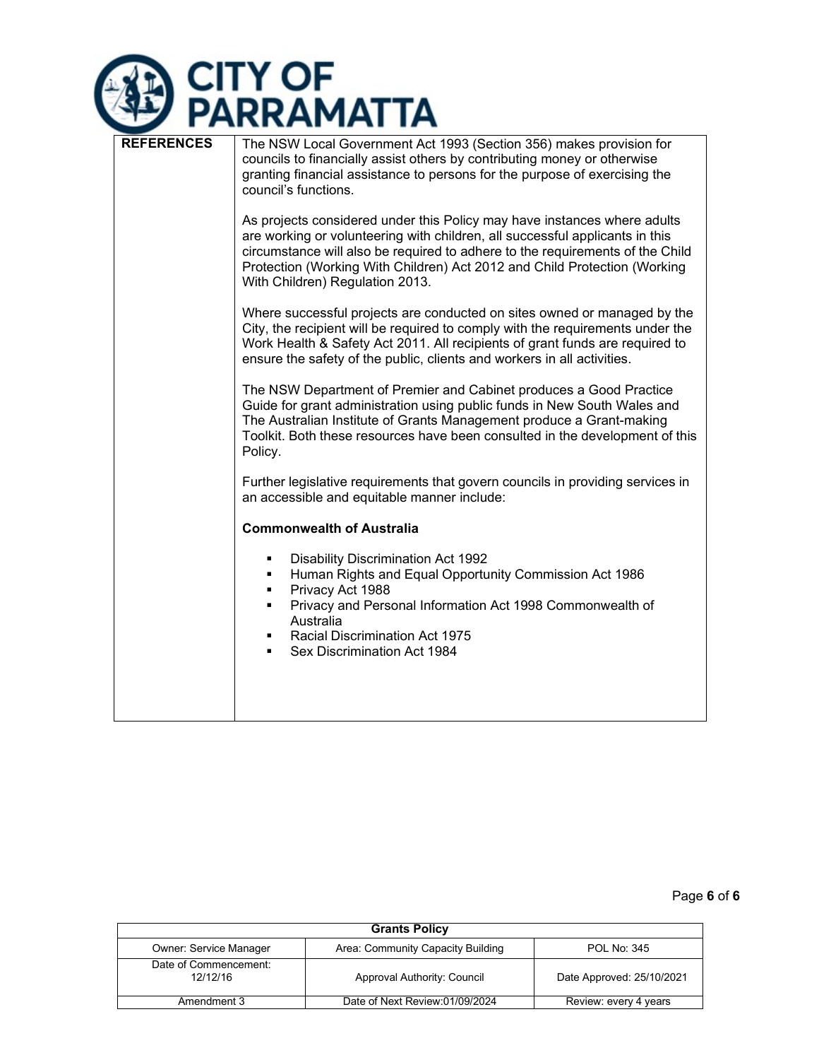| REFERENCES | The NSW Local Government Act 1993 (Section 356) makes provision for councils to financially assist others by contributing money or otherwise granting financial assistance to persons for the purpose of exercising the council's functions.<br><br>As projects considered under this Policy may have instances where adults are working or volunteering with children, all successful applicants in this circumstance will also be required to adhere to the requirements of the Child Protection (Working With Children) Act 2012 and Child Protection (Working With Children) Regulation 2013.<br><br>Where successful projects are conducted on sites owned or managed by the City, the recipient will be required to comply with the requirements under the Work Health & Safety Act 2011. All recipients of grant funds are required to ensure the safety of the public, clients and workers in all activities.<br><br>The NSW Department of Premier and Cabinet produces a Good Practice Guide for grant administration using public funds in New South Wales and The Australian Institute of Grants Management produce a Grant-making Toolkit. Both these resources have been consulted in the development of this Policy.<br><br>Further legislative requirements that govern councils in providing services in an accessible and equitable manner include:<br><br>**Commonwealth of Australia**<br><br>▪ Disability Discrimination Act 1992<br>▪ Human Rights and Equal Opportunity Commission Act 1986<br>▪ Privacy Act 1988<br>▪ Privacy and Personal Information Act 1998 Commonwealth of Australia<br>▪ Racial Discrimination Act 1975<br>▪ Sex Discrimination Act 1984 |
|---|---|

| Grants Policy | | |
|---|---|---|
| Owner: Service Manager | Area: Community Capacity Building | POL No: 345 |
| Date of Commencement: 12/12/16 | Approval Authority: Council | Date Approved: 25/10/2021 |
| Amendment 3 | Date of Next Review:01/09/2024 | Review: every 4 years |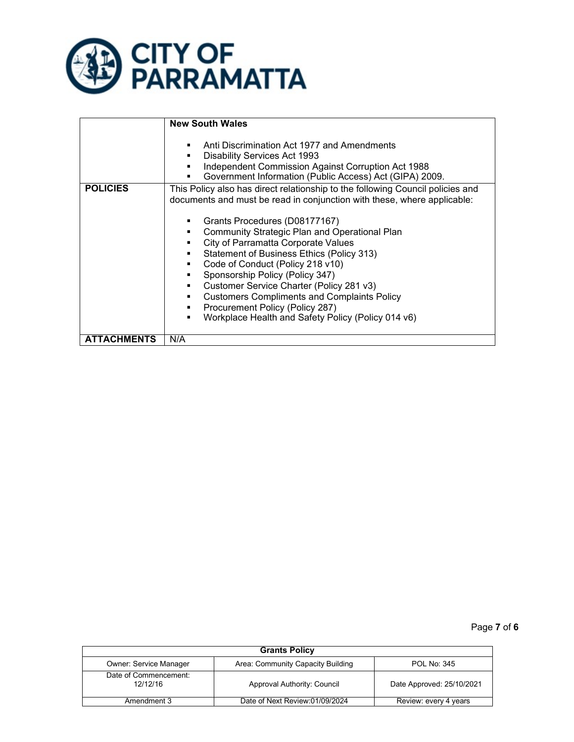| | |
|---|---|
| | **New South Wales**<br><br>- Anti Discrimination Act 1977 and Amendments<br>- Disability Services Act 1993<br>- Independent Commission Against Corruption Act 1988<br>- Government Information (Public Access) Act (GIPA) 2009. |
| **POLICIES** | This Policy also has direct relationship to the following Council policies and documents and must be read in conjunction with these, where applicable:<br><br>- Grants Procedures (D08177167)<br>- Community Strategic Plan and Operational Plan<br>- City of Parramatta Corporate Values<br>- Statement of Business Ethics (Policy 313)<br>- Code of Conduct (Policy 218 v10)<br>- Sponsorship Policy (Policy 347)<br>- Customer Service Charter (Policy 281 v3)<br>- Customers Compliments and Complaints Policy<br>- Procurement Policy (Policy 287)<br>- Workplace Health and Safety Policy (Policy 014 v6) |
| **ATTACHMENTS** | N/A |